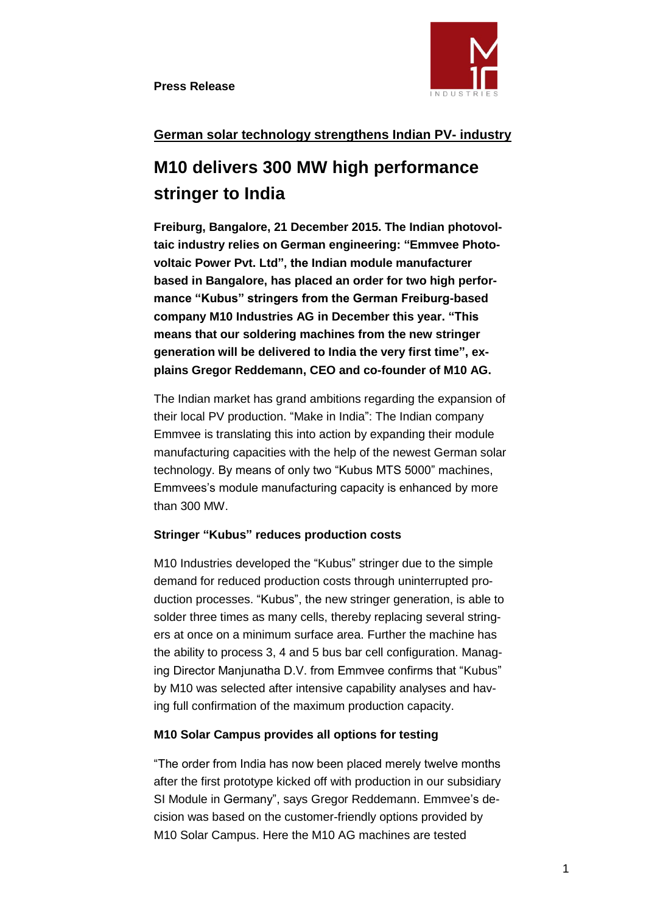**Press Release**

**German solar technology strengthens Indian PV- industry**

# M10 delivers 300 MW high performance stringer to India

**Freiburg, Bangalore, 21 December 2015. The Indian photovoltaic industry relies on German engineering: "Emmvee Photovoltaic Power Pvt. Ltd", the Indian module manufacturer based in Bangalore, has placed an order for two high performance "Kubus" stringers from the German Freiburg-based company M10 Industries AG in December this year. "This means that our soldering machines from the new stringer generation will be delivered to India the very first time", explains Gregor Reddemann, CEO and co-founder of M10 AG.**

The Indian market has grand ambitions regarding the expansion of their local PV production. "Make in India": The Indian company Emmvee is translating this into action by expanding their module manufacturing capacities with the help of the newest German solar technology. By means of only two "Kubus MTS 5000" machines, Emmvees's module manufacturing capacity is enhanced by more than 300 MW.

**Stringer "Kubus" reduces production costs**

M10 Industries developed the "Kubus" stringer due to the simple demand for reduced production costs through uninterrupted production processes. "Kubus", the new stringer generation, is able to solder three times as many cells, thereby replacing several stringers at once on a minimum surface area. Further the machine has the ability to process 3, 4 and 5 bus bar cell configuration. Managing Director Manjunatha D.V. from Emmvee confirms that "Kubus" by M10 was selected after intensive capability analyses and having full confirmation of the maximum production capacity.

**M10 Solar Campus provides all options for testing**

"The order from India has now been placed merely twelve months after the first prototype kicked off with production in our subsidiary SI Module in Germany", says Gregor Reddemann. Emmvee's decision was based on the customer-friendly options provided by M10 Solar Campus. Here the M10 AG machines are tested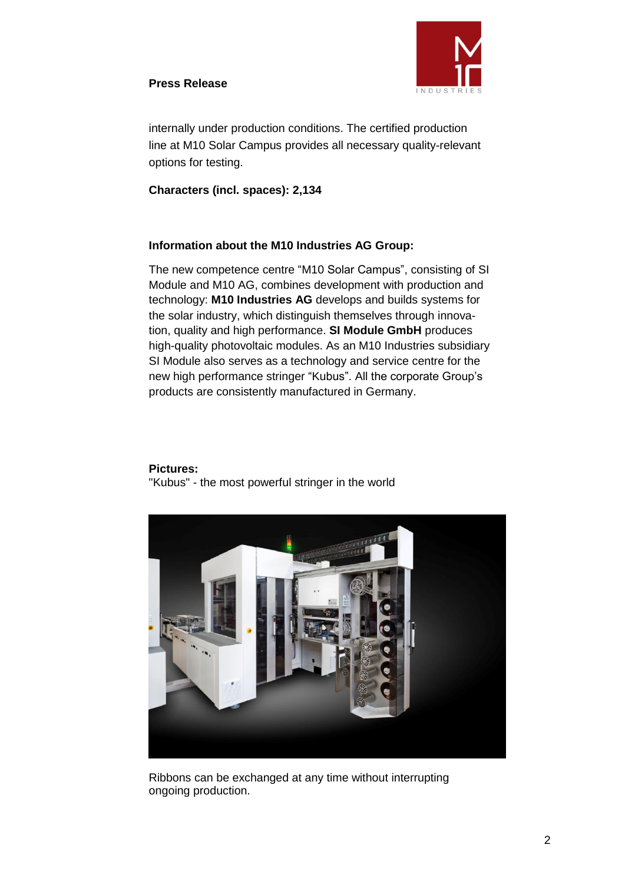**Press Release**

internally under production conditions. The certified production line at M10 Solar Campus provides all necessary quality-relevant options for testing.

**Characters (incl. spaces): 2,134**

**Information about the M10 Industries AG Group:**

The new competence centre "M10 Solar Campus", consisting of SI Module and M10 AG, combines development with production and technology: **M10 Industries AG** develops and builds systems for the solar industry, which distinguish themselves through innovation, quality and high performance. **SI Module GmbH** produces high-quality photovoltaic modules. As an M10 Industries subsidiary SI Module also serves as a technology and service centre for the new high performance stringer "Kubus". All the corporate Group's products are consistently manufactured in Germany.

**Pictures:**
"Kubus" - the most powerful stringer in the world

Ribbons can be exchanged at any time without interrupting ongoing production.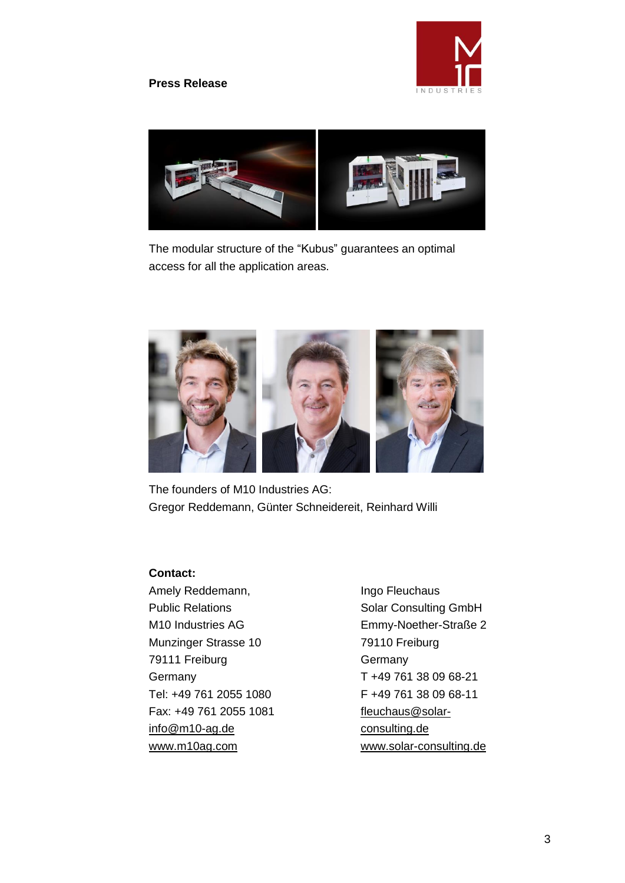**Press Release**

The modular structure of the “Kubus” guarantees an optimal access for all the application areas.

The founders of M10 Industries AG:
Gregor Reddemann, Günter Schneidereit, Reinhard Willi

**Contact:**

Amely Reddemann,
Public Relations
M10 Industries AG
Munzinger Strasse 10
79111 Freiburg
Germany
Tel: +49 761 2055 1080
Fax: +49 761 2055 1081
info@m10-ag.de
www.m10ag.com

Ingo Fleuchaus
Solar Consulting GmbH
Emmy-Noether-Straße 2
79110 Freiburg
Germany
T +49 761 38 09 68-21
F +49 761 38 09 68-11
fleuchaus@solar-consulting.de
www.solar-consulting.de